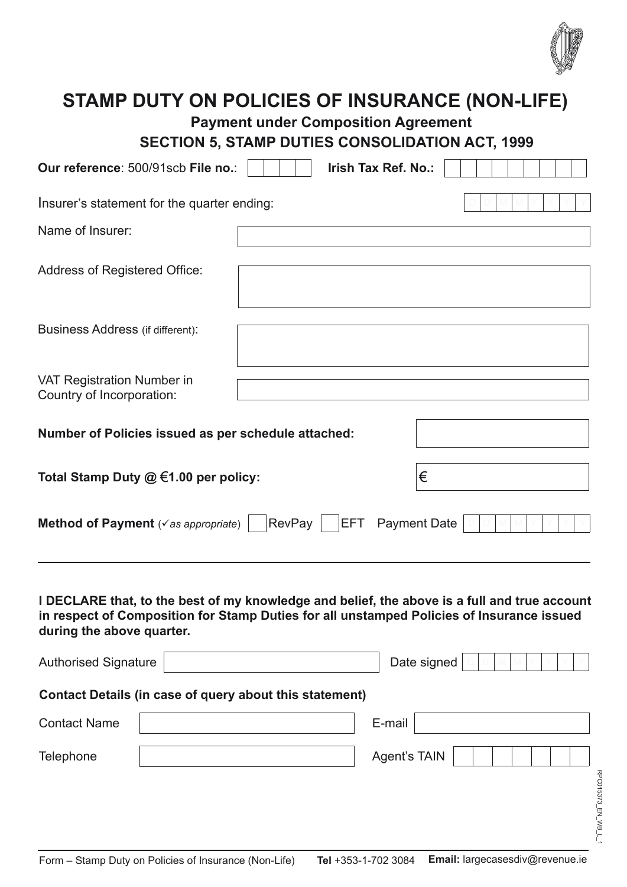# STAMP DUTY ON POLICIES OF INSURANCE (NON-LIFE)

## Payment under Composition Agreement

## SECTION 5, STAMP DUTIES CONSOLIDATION ACT, 1999

**Our reference**: 500/91scb **File no.**: ______ **Irish Tax Ref. No.**: ______

Insurer's statement for the quarter ending: DD MM YYYY

Name of Insurer: ______

Address of Registered Office: ______

Business Address (if different): ______

VAT Registration Number in Country of Incorporation: ______

**Number of Policies issued as per schedule attached:** ______

**Total Stamp Duty @ €1.00 per policy:** € ______

**Method of Payment** (*✓ as appropriate*) ☐ RevPay ☐ EFT Payment Date DD MM YYYY

---

**I DECLARE that, to the best of my knowledge and belief, the above is a full and true account in respect of Composition for Stamp Duties for all unstamped Policies of Insurance issued during the above quarter.**

Authorised Signature ______ Date signed DD MM YYYY

**Contact Details (in case of query about this statement)**

Contact Name ______ E-mail ______

Telephone ______ Agent's TAIN ______

RPC015373_EN_WB_L_1

Form – Stamp Duty on Policies of Insurance (Non-Life) **Tel** +353-1-702 3084 **Email:** largecasesdiv@revenue.ie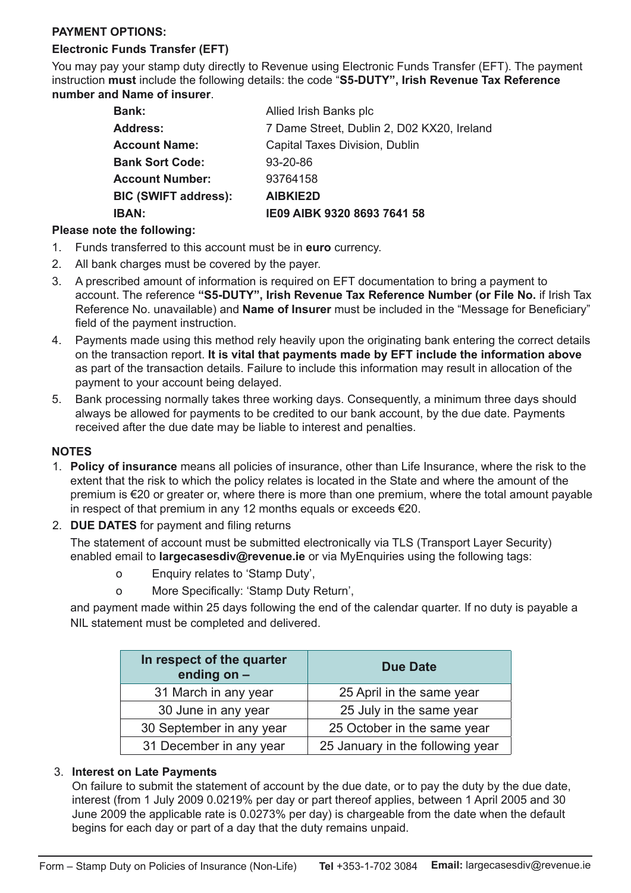**PAYMENT OPTIONS:**

**Electronic Funds Transfer (EFT)**

You may pay your stamp duty directly to Revenue using Electronic Funds Transfer (EFT). The payment instruction **must** include the following details: the code "**S5-DUTY", Irish Revenue Tax Reference number and Name of insurer**.

| | |
|---|---|
| **Bank:** | Allied Irish Banks plc |
| **Address:** | 7 Dame Street, Dublin 2, D02 KX20, Ireland |
| **Account Name:** | Capital Taxes Division, Dublin |
| **Bank Sort Code:** | 93-20-86 |
| **Account Number:** | 93764158 |
| **BIC (SWIFT address):** | **AIBKIE2D** |
| **IBAN:** | **IE09 AIBK 9320 8693 7641 58** |

**Please note the following:**

1. Funds transferred to this account must be in **euro** currency.
2. All bank charges must be covered by the payer.
3. A prescribed amount of information is required on EFT documentation to bring a payment to account. The reference **"S5-DUTY", Irish Revenue Tax Reference Number (or File No.** if Irish Tax Reference No. unavailable) and **Name of Insurer** must be included in the "Message for Beneficiary" field of the payment instruction.
4. Payments made using this method rely heavily upon the originating bank entering the correct details on the transaction report. **It is vital that payments made by EFT include the information above** as part of the transaction details. Failure to include this information may result in allocation of the payment to your account being delayed.
5. Bank processing normally takes three working days. Consequently, a minimum three days should always be allowed for payments to be credited to our bank account, by the due date. Payments received after the due date may be liable to interest and penalties.

**NOTES**

1. **Policy of insurance** means all policies of insurance, other than Life Insurance, where the risk to the extent that the risk to which the policy relates is located in the State and where the amount of the premium is €20 or greater or, where there is more than one premium, where the total amount payable in respect of that premium in any 12 months equals or exceeds €20.
2. **DUE DATES** for payment and filing returns

   The statement of account must be submitted electronically via TLS (Transport Layer Security) enabled email to **largecasesdiv@revenue.ie** or via MyEnquiries using the following tags:

   - Enquiry relates to 'Stamp Duty',
   - More Specifically: 'Stamp Duty Return',

   and payment made within 25 days following the end of the calendar quarter. If no duty is payable a NIL statement must be completed and delivered.

   | In respect of the quarter ending on – | Due Date |
   |---|---|
   | 31 March in any year | 25 April in the same year |
   | 30 June in any year | 25 July in the same year |
   | 30 September in any year | 25 October in the same year |
   | 31 December in any year | 25 January in the following year |

3. **Interest on Late Payments**

   On failure to submit the statement of account by the due date, or to pay the duty by the due date, interest (from 1 July 2009 0.0219% per day or part thereof applies, between 1 April 2005 and 30 June 2009 the applicable rate is 0.0273% per day) is chargeable from the date when the default begins for each day or part of a day that the duty remains unpaid.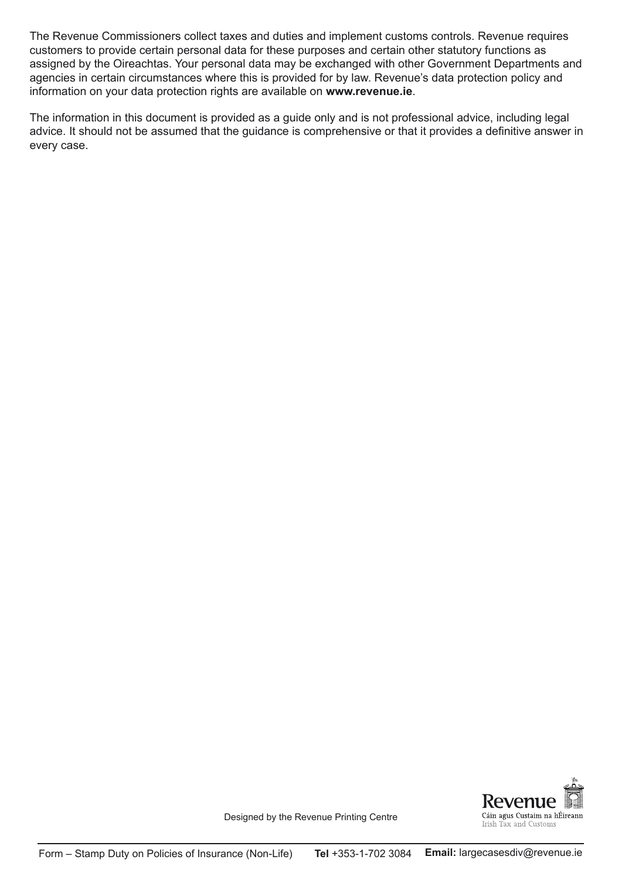The Revenue Commissioners collect taxes and duties and implement customs controls. Revenue requires customers to provide certain personal data for these purposes and certain other statutory functions as assigned by the Oireachtas. Your personal data may be exchanged with other Government Departments and agencies in certain circumstances where this is provided for by law. Revenue's data protection policy and information on your data protection rights are available on **www.revenue.ie**.

The information in this document is provided as a guide only and is not professional advice, including legal advice. It should not be assumed that the guidance is comprehensive or that it provides a definitive answer in every case.

Designed by the Revenue Printing Centre

Revenue
Cáin agus Custaim na hÉireann
Irish Tax and Customs

Form – Stamp Duty on Policies of Insurance (Non-Life) **Tel** +353-1-702 3084 **Email:** largecasesdiv@revenue.ie